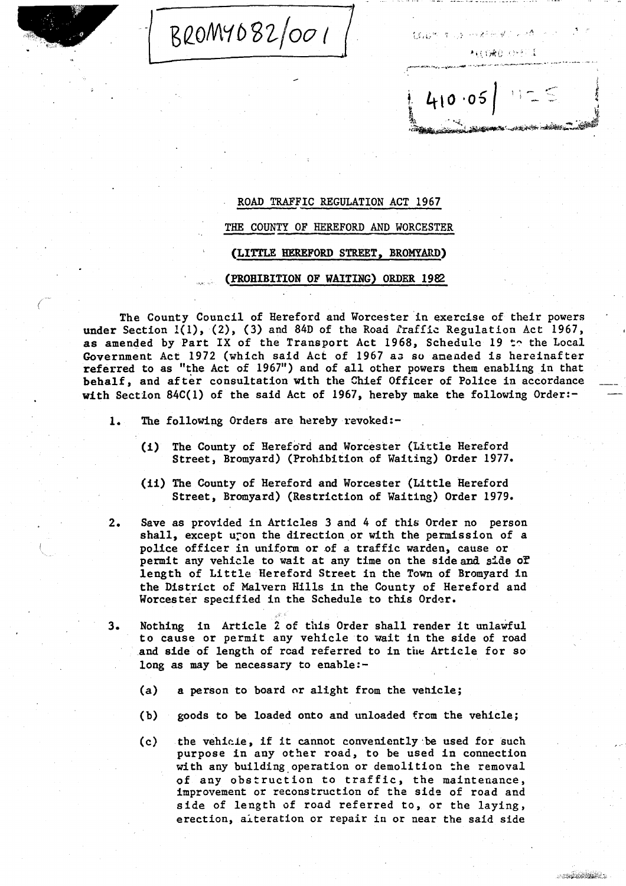BROM4082/001

410·05

ROAD TRAFFIC REGULATION ACT 1967

THE COUNTY OF HEREFORD AND WORCESTER

**(LITTLE HEREFORD STREET, BROMYARD)**

**(PROHIBITION OF WAITING) ORDER 1982**

The County Council of Hereford and Worcester in exercise of their powers under Section 1(1), (2), (3) and 84D of the Road Traffic Regulation Act 1967, as amended by Part IX of the Transport Act 1968, Schedule 19 to the Local Government Act 1972 (which said Act of 1967 as so amended is hereinafter referred to as "the Act of 1967") and of all other powers them enabling in that behalf, and after consultation with the Chief Officer of Police in accordance with Section 84C(1) of the said Act of 1967, hereby make the following Order:-

1. The following Orders are hereby revoked:-

   (i) The County of Hereford and Worcester (Little Hereford Street, Bromyard) (Prohibition of Waiting) Order 1977.

   (ii) The County of Hereford and Worcester (Little Hereford Street, Bromyard) (Restriction of Waiting) Order 1979.

2. Save as provided in Articles 3 and 4 of this Order no person shall, except upon the direction or with the permission of a police officer in uniform or of a traffic warden, cause or permit any vehicle to wait at any time on the side and side of length of Little Hereford Street in the Town of Bromyard in the District of Malvern Hills in the County of Hereford and Worcester specified in the Schedule to this Order.

3. Nothing in Article 2 of this Order shall render it unlawful to cause or permit any vehicle to wait in the side of road and side of length of road referred to in the Article for so long as may be necessary to enable:-

   (a) a person to board or alight from the vehicle;

   (b) goods to be loaded onto and unloaded from the vehicle;

   (c) the vehicle, if it cannot conveniently be used for such purpose in any other road, to be used in connection with any building operation or demolition the removal of any obstruction to traffic, the maintenance, improvement or reconstruction of the side of road and side of length of road referred to, or the laying, erection, alteration or repair in or near the said side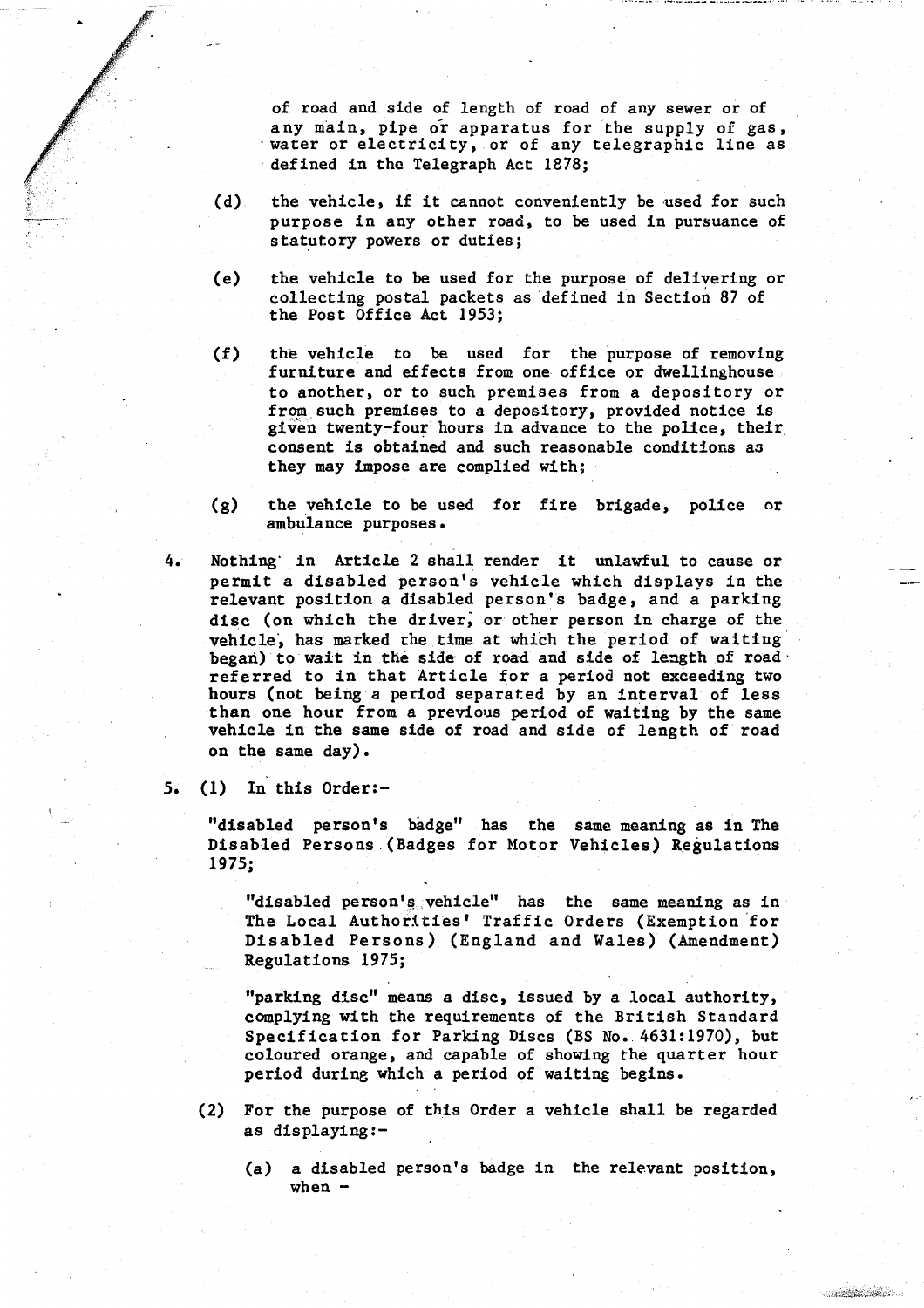of road and side of length of road of any sewer or of any main, pipe or apparatus for the supply of gas, water or electricity, or of any telegraphic line as defined in the Telegraph Act 1878;

(d) the vehicle, if it cannot conveniently be used for such purpose in any other road, to be used in pursuance of statutory powers or duties;

(e) the vehicle to be used for the purpose of delivering or collecting postal packets as defined in Section 87 of the Post Office Act 1953;

(f) the vehicle to be used for the purpose of removing furniture and effects from one office or dwellinghouse to another, or to such premises from a depository or from such premises to a depository, provided notice is given twenty-four hours in advance to the police, their consent is obtained and such reasonable conditions as they may impose are complied with;

(g) the vehicle to be used for fire brigade, police or ambulance purposes.

4. Nothing in Article 2 shall render it unlawful to cause or permit a disabled person's vehicle which displays in the relevant position a disabled person's badge, and a parking disc (on which the driver, or other person in charge of the vehicle, has marked the time at which the period of waiting began) to wait in the side of road and side of length of road referred to in that Article for a period not exceeding two hours (not being a period separated by an interval of less than one hour from a previous period of waiting by the same vehicle in the same side of road and side of length of road on the same day).

5. (1) In this Order:-

"disabled person's badge" has the same meaning as in The Disabled Persons (Badges for Motor Vehicles) Regulations 1975;

"disabled person's vehicle" has the same meaning as in The Local Authorities' Traffic Orders (Exemption for Disabled Persons) (England and Wales) (Amendment) Regulations 1975;

"parking disc" means a disc, issued by a local authority, complying with the requirements of the British Standard Specification for Parking Discs (BS No. 4631:1970), but coloured orange, and capable of showing the quarter hour period during which a period of waiting begins.

(2) For the purpose of this Order a vehicle shall be regarded as displaying:-

(a) a disabled person's badge in the relevant position, when -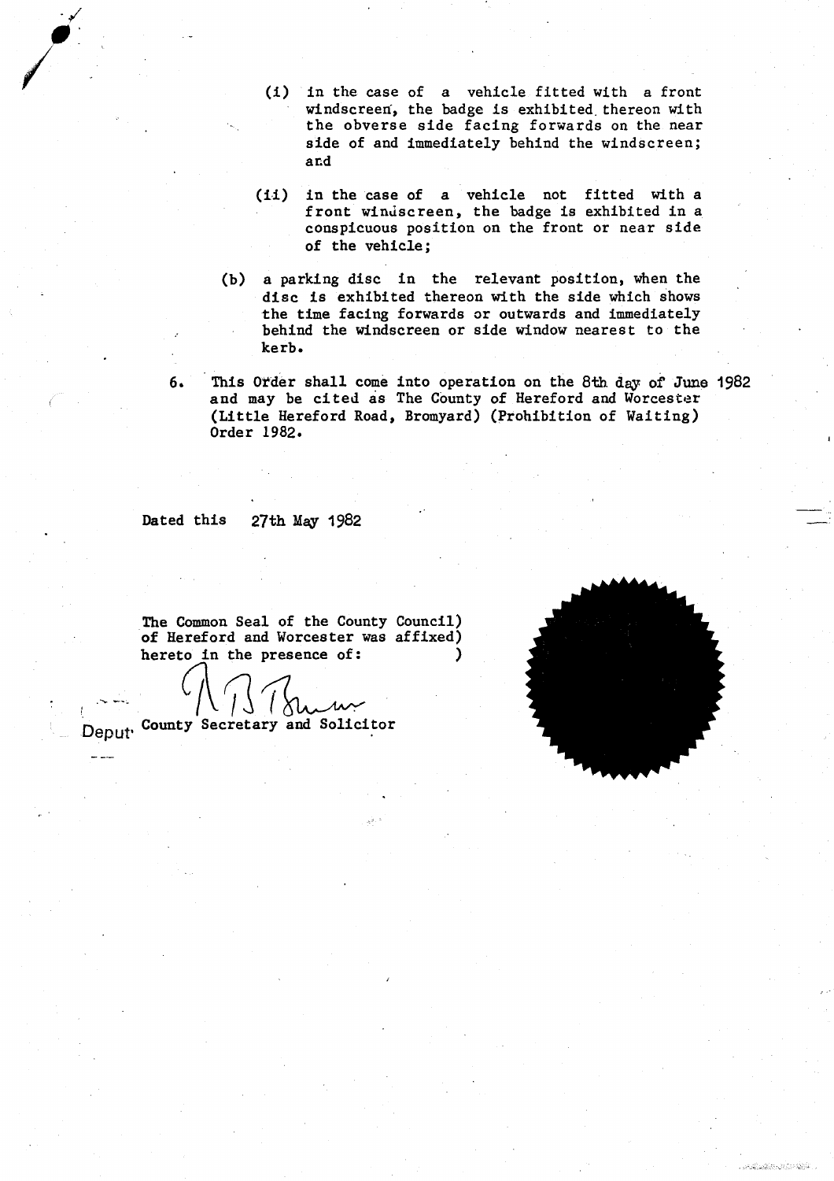(i) in the case of a vehicle fitted with a front windscreen, the badge is exhibited thereon with the obverse side facing forwards on the near side of and immediately behind the windscreen; and

(ii) in the case of a vehicle not fitted with a front windscreen, the badge is exhibited in a conspicuous position on the front or near side of the vehicle;

(b) a parking disc in the relevant position, when the disc is exhibited thereon with the side which shows the time facing forwards or outwards and immediately behind the windscreen or side window nearest to the kerb.

6. This Order shall come into operation on the 8th day of June 1982 and may be cited as The County of Hereford and Worcester (Little Hereford Road, Bromyard) (Prohibition of Waiting) Order 1982.

Dated this 27th May 1982

The Common Seal of the County Council) of Hereford and Worcester was affixed) hereto in the presence of: )

Deputy County Secretary and Solicitor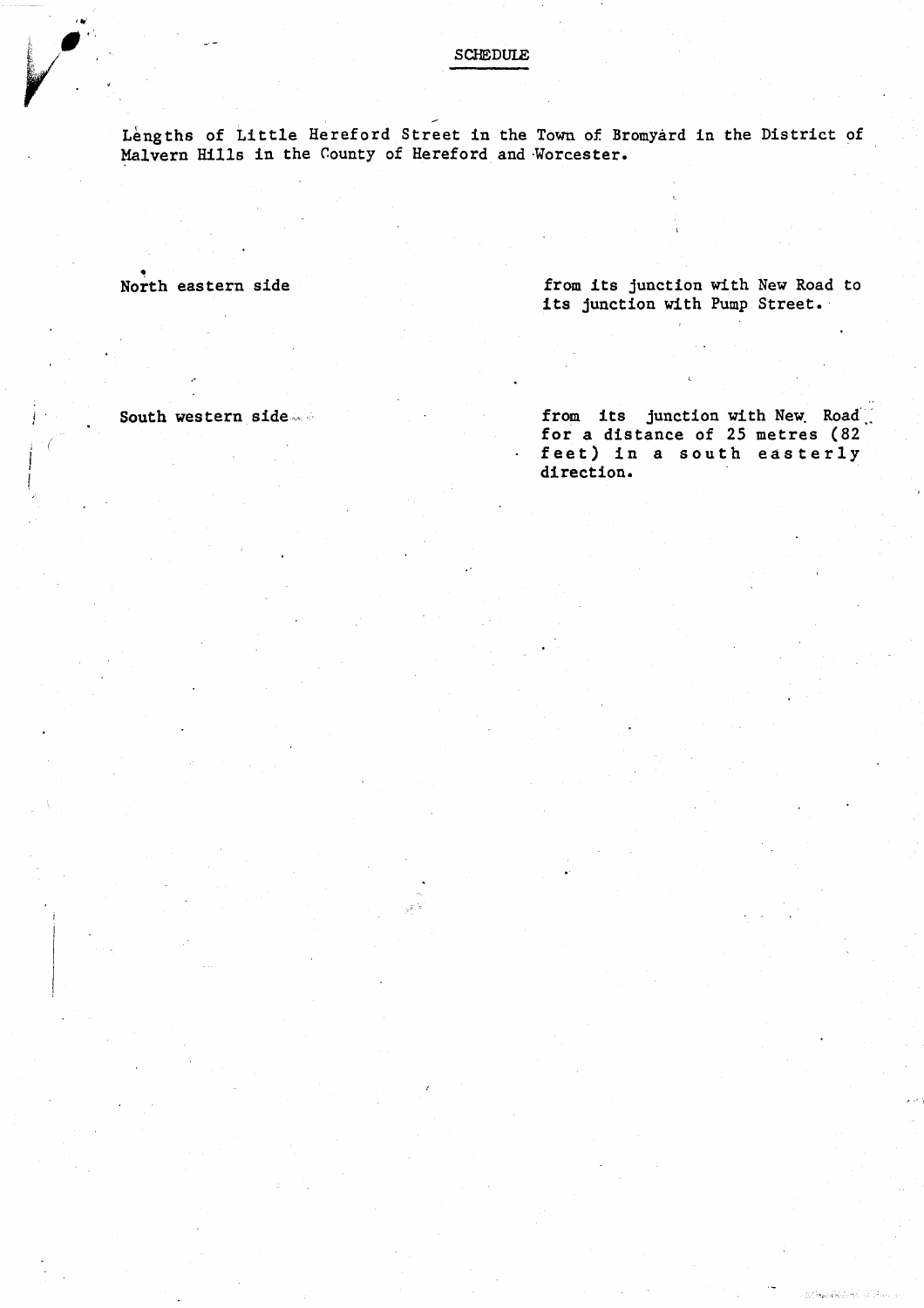## SCHEDULE

Lengths of Little Hereford Street in the Town of Bromyard in the District of Malvern Hills in the County of Hereford and Worcester.

| | |
|---|---|
| North eastern side | from its junction with New Road to its junction with Pump Street. |
| South western side | from its junction with New Road for a distance of 25 metres (82 feet) in a south easterly direction. |